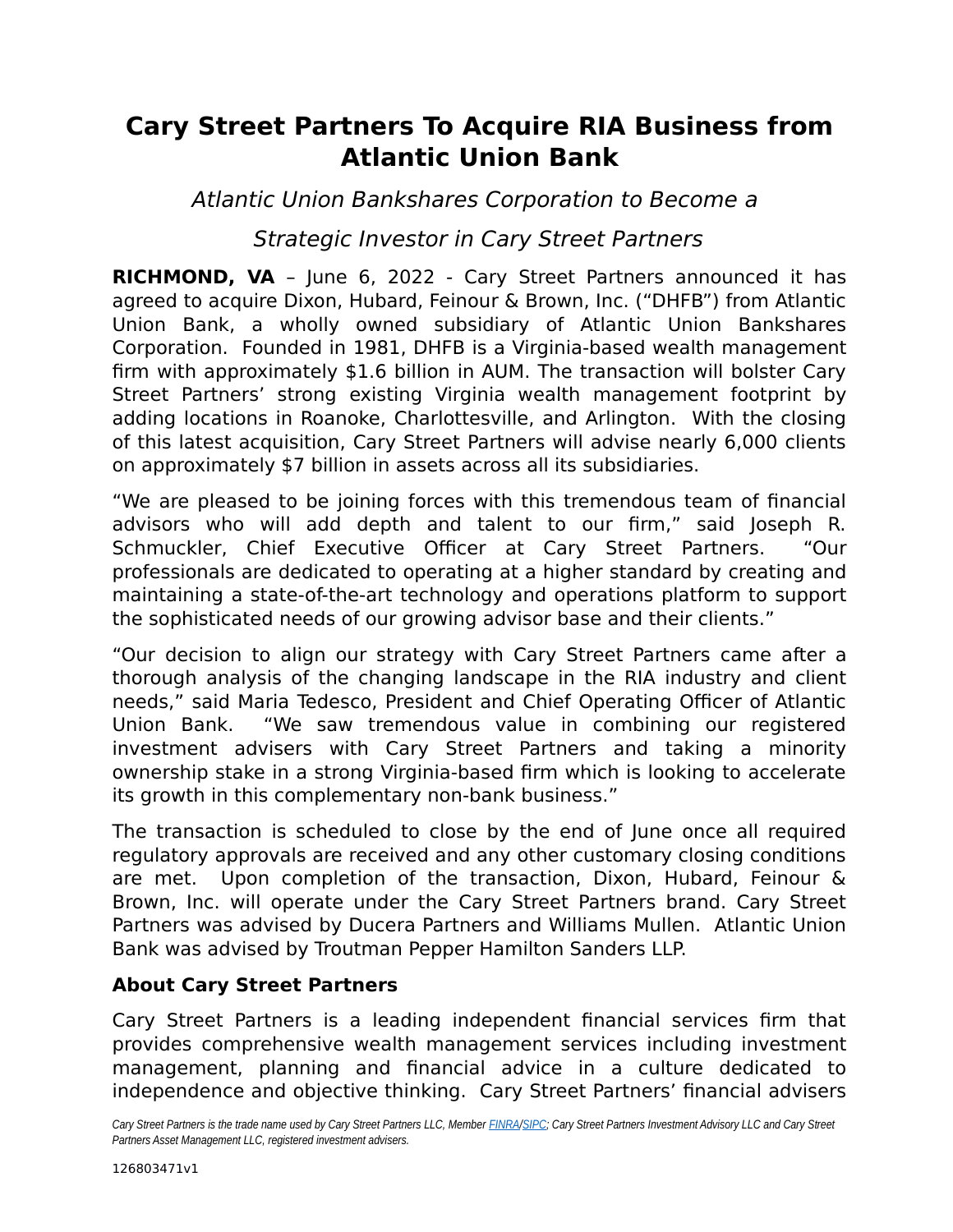# Cary Street Partners To Acquire RIA Business from Atlantic Union Bank

*Atlantic Union Bankshares Corporation to Become a*

*Strategic Investor in Cary Street Partners*

**RICHMOND, VA** – June 6, 2022 - Cary Street Partners announced it has agreed to acquire Dixon, Hubard, Feinour & Brown, Inc. ("DHFB") from Atlantic Union Bank, a wholly owned subsidiary of Atlantic Union Bankshares Corporation. Founded in 1981, DHFB is a Virginia-based wealth management firm with approximately $1.6 billion in AUM. The transaction will bolster Cary Street Partners' strong existing Virginia wealth management footprint by adding locations in Roanoke, Charlottesville, and Arlington. With the closing of this latest acquisition, Cary Street Partners will advise nearly 6,000 clients on approximately $7 billion in assets across all its subsidiaries.

"We are pleased to be joining forces with this tremendous team of financial advisors who will add depth and talent to our firm," said Joseph R. Schmuckler, Chief Executive Officer at Cary Street Partners. "Our professionals are dedicated to operating at a higher standard by creating and maintaining a state-of-the-art technology and operations platform to support the sophisticated needs of our growing advisor base and their clients."

"Our decision to align our strategy with Cary Street Partners came after a thorough analysis of the changing landscape in the RIA industry and client needs," said Maria Tedesco, President and Chief Operating Officer of Atlantic Union Bank. "We saw tremendous value in combining our registered investment advisers with Cary Street Partners and taking a minority ownership stake in a strong Virginia-based firm which is looking to accelerate its growth in this complementary non-bank business."

The transaction is scheduled to close by the end of June once all required regulatory approvals are received and any other customary closing conditions are met. Upon completion of the transaction, Dixon, Hubard, Feinour & Brown, Inc. will operate under the Cary Street Partners brand. Cary Street Partners was advised by Ducera Partners and Williams Mullen. Atlantic Union Bank was advised by Troutman Pepper Hamilton Sanders LLP.

### About Cary Street Partners

Cary Street Partners is a leading independent financial services firm that provides comprehensive wealth management services including investment management, planning and financial advice in a culture dedicated to independence and objective thinking. Cary Street Partners' financial advisers

*Cary Street Partners is the trade name used by Cary Street Partners LLC, Member FINRA/SIPC; Cary Street Partners Investment Advisory LLC and Cary Street Partners Asset Management LLC, registered investment advisers.*

126803471v1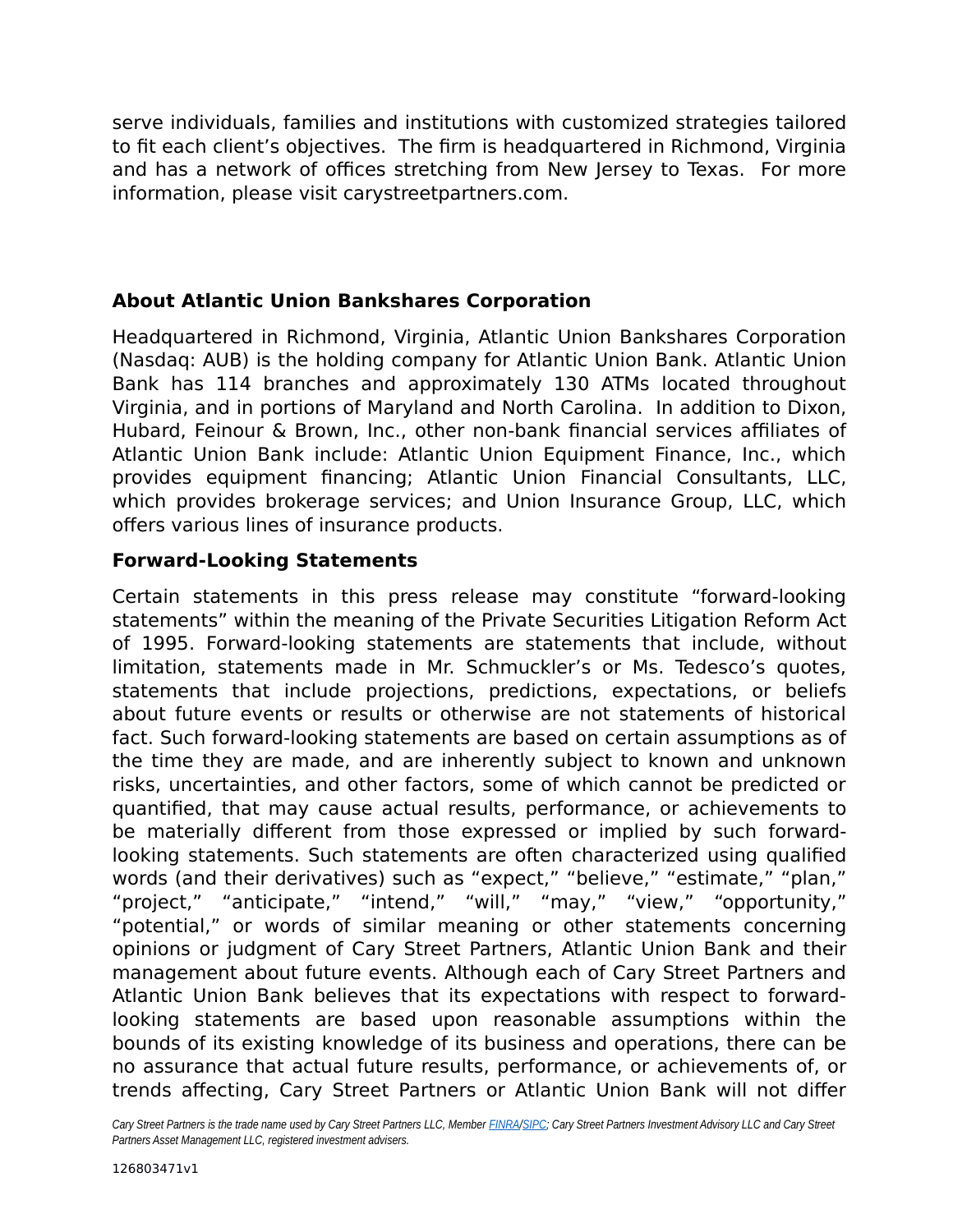serve individuals, families and institutions with customized strategies tailored to fit each client's objectives. The firm is headquartered in Richmond, Virginia and has a network of offices stretching from New Jersey to Texas. For more information, please visit carystreetpartners.com.

## About Atlantic Union Bankshares Corporation

Headquartered in Richmond, Virginia, Atlantic Union Bankshares Corporation (Nasdaq: AUB) is the holding company for Atlantic Union Bank. Atlantic Union Bank has 114 branches and approximately 130 ATMs located throughout Virginia, and in portions of Maryland and North Carolina. In addition to Dixon, Hubard, Feinour & Brown, Inc., other non-bank financial services affiliates of Atlantic Union Bank include: Atlantic Union Equipment Finance, Inc., which provides equipment financing; Atlantic Union Financial Consultants, LLC, which provides brokerage services; and Union Insurance Group, LLC, which offers various lines of insurance products.

## Forward-Looking Statements

Certain statements in this press release may constitute "forward-looking statements" within the meaning of the Private Securities Litigation Reform Act of 1995. Forward-looking statements are statements that include, without limitation, statements made in Mr. Schmuckler's or Ms. Tedesco's quotes, statements that include projections, predictions, expectations, or beliefs about future events or results or otherwise are not statements of historical fact. Such forward-looking statements are based on certain assumptions as of the time they are made, and are inherently subject to known and unknown risks, uncertainties, and other factors, some of which cannot be predicted or quantified, that may cause actual results, performance, or achievements to be materially different from those expressed or implied by such forward-looking statements. Such statements are often characterized using qualified words (and their derivatives) such as "expect," "believe," "estimate," "plan," "project," "anticipate," "intend," "will," "may," "view," "opportunity," "potential," or words of similar meaning or other statements concerning opinions or judgment of Cary Street Partners, Atlantic Union Bank and their management about future events. Although each of Cary Street Partners and Atlantic Union Bank believes that its expectations with respect to forward-looking statements are based upon reasonable assumptions within the bounds of its existing knowledge of its business and operations, there can be no assurance that actual future results, performance, or achievements of, or trends affecting, Cary Street Partners or Atlantic Union Bank will not differ

*Cary Street Partners is the trade name used by Cary Street Partners LLC, Member FINRA/SIPC; Cary Street Partners Investment Advisory LLC and Cary Street Partners Asset Management LLC, registered investment advisers.*

126803471v1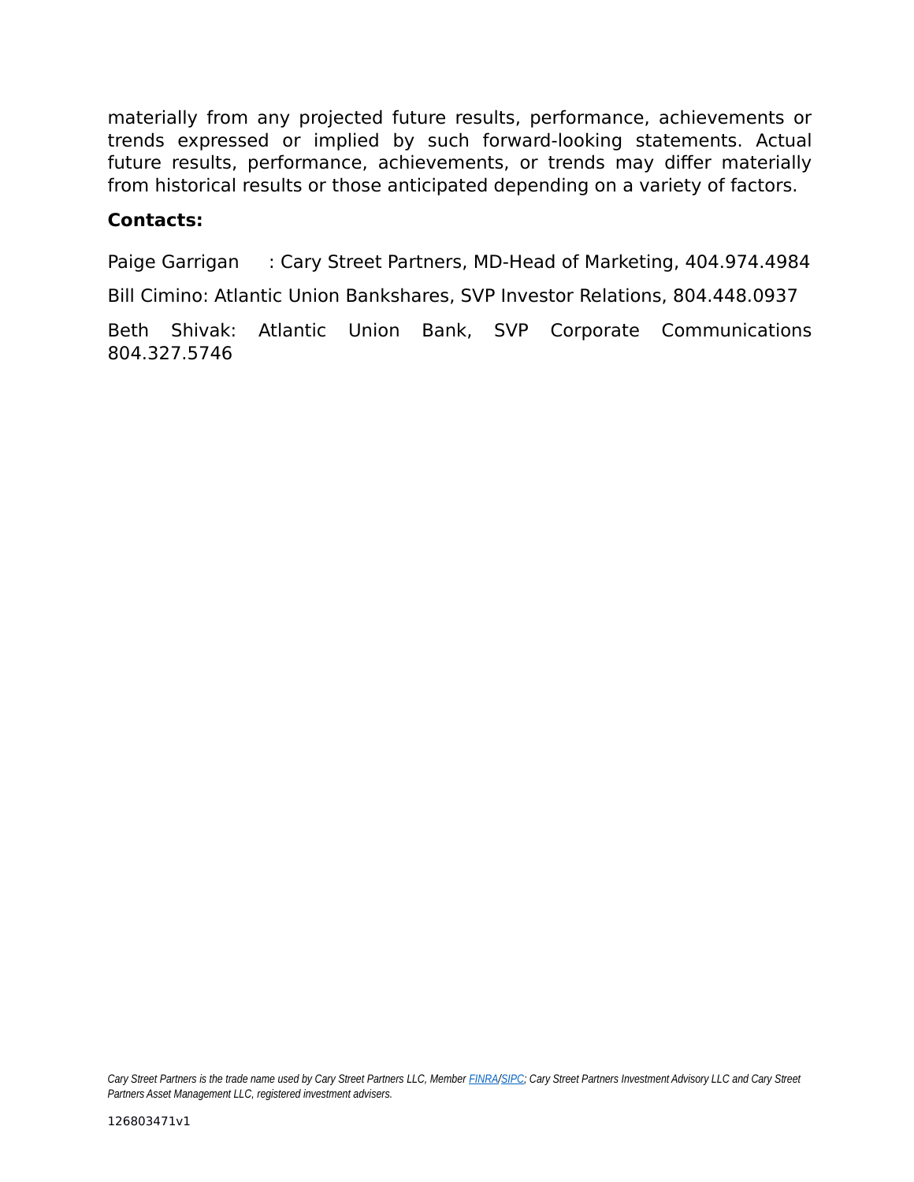materially from any projected future results, performance, achievements or trends expressed or implied by such forward-looking statements. Actual future results, performance, achievements, or trends may differ materially from historical results or those anticipated depending on a variety of factors.

**Contacts:**

Paige Garrigan : Cary Street Partners, MD-Head of Marketing, 404.974.4984

Bill Cimino: Atlantic Union Bankshares, SVP Investor Relations, 804.448.0937

Beth Shivak: Atlantic Union Bank, SVP Corporate Communications 804.327.5746

*Cary Street Partners is the trade name used by Cary Street Partners LLC, Member FINRA/SIPC; Cary Street Partners Investment Advisory LLC and Cary Street Partners Asset Management LLC, registered investment advisers.*

126803471v1